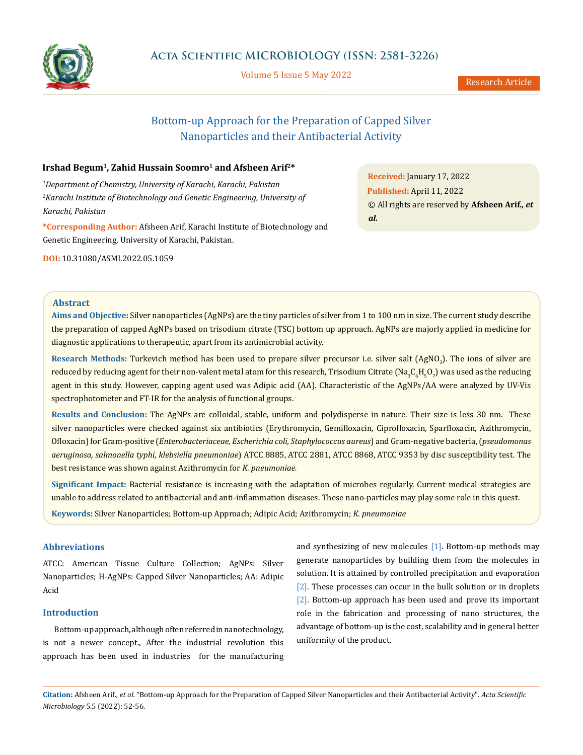# Bottom-up Approach for the Preparation of Capped Silver Nanoparticles and their Antibacterial Activity

**Irshad Begum[1], Zahid Hussain Soomro[1] and Afsheen Arif[2]***

*[1]Department of Chemistry, University of Karachi, Karachi, Pakistan*
*[2]Karachi Institute of Biotechnology and Genetic Engineering, University of Karachi, Pakistan*

***Corresponding Author:** Afsheen Arif, Karachi Institute of Biotechnology and Genetic Engineering, University of Karachi, Pakistan.

**DOI:** 10.31080/ASMI.2022.05.1059

**Received:** January 17, 2022
**Published:** April 11, 2022
© All rights are reserved by **Afsheen Arif., *et al.***

## Abstract

**Aims and Objective:** Silver nanoparticles (AgNPs) are the tiny particles of silver from 1 to 100 nm in size. The current study describe the preparation of capped AgNPs based on trisodium citrate (TSC) bottom up approach. AgNPs are majorly applied in medicine for diagnostic applications to therapeutic, apart from its antimicrobial activity.

**Research Methods:** Turkevich method has been used to prepare silver precursor i.e. silver salt ($AgNO_3$). The ions of silver are reduced by reducing agent for their non-valent metal atom for this research, Trisodium Citrate ($Na_3C_6H_5O_7$) was used as the reducing agent in this study. However, capping agent used was Adipic acid (AA). Characteristic of the AgNPs/AA were analyzed by UV-Vis spectrophotometer and FT-IR for the analysis of functional groups.

**Results and Conclusion:** The AgNPs are colloidal, stable, uniform and polydisperse in nature. Their size is less 30 nm. These silver nanoparticles were checked against six antibiotics (Erythromycin, Gemifloxacin, Ciprofloxacin, Sparfloxacin, Azithromycin, Ofloxacin) for Gram-positive (*Enterobacteriaceae, Escherichia coli, Staphylococcus aureus*) and Gram-negative bacteria, (*pseudomonas aeruginosa, salmonella typhi, klebsiella pneumoniae*) ATCC 8885, ATCC 2881, ATCC 8868, ATCC 9353 by disc susceptibility test. The best resistance was shown against Azithromycin for *K. pneumoniae.*

**Significant Impact:** Bacterial resistance is increasing with the adaptation of microbes regularly. Current medical strategies are unable to address related to antibacterial and anti-inflammation diseases. These nano-particles may play some role in this quest.

**Keywords:** Silver Nanoparticles; Bottom-up Approach; Adipic Acid; Azithromycin; *K. pneumoniae*

## Abbreviations

ATCC: American Tissue Culture Collection; AgNPs: Silver Nanoparticles; H-AgNPs: Capped Silver Nanoparticles; AA: Adipic Acid

## Introduction

Bottom-up approach, although often referred in nanotechnology, is not a newer concept., After the industrial revolution this approach has been used in industries for the manufacturing and synthesizing of new molecules [1]. Bottom-up methods may generate nanoparticles by building them from the molecules in solution. It is attained by controlled precipitation and evaporation [2]. These processes can occur in the bulk solution or in droplets [2]. Bottom-up approach has been used and prove its important role in the fabrication and processing of nano structures, the advantage of bottom-up is the cost, scalability and in general better uniformity of the product.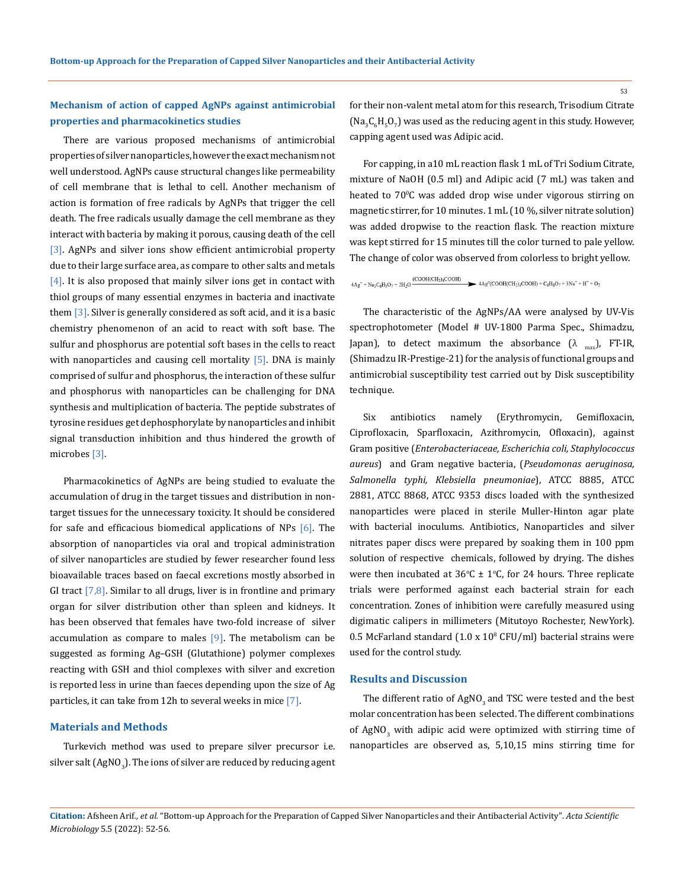## Mechanism of action of capped AgNPs against antimicrobial properties and pharmacokinetics studies

There are various proposed mechanisms of antimicrobial properties of silver nanoparticles, however the exact mechanism not well understood. AgNPs cause structural changes like permeability of cell membrane that is lethal to cell. Another mechanism of action is formation of free radicals by AgNPs that trigger the cell death. The free radicals usually damage the cell membrane as they interact with bacteria by making it porous, causing death of the cell [3]. AgNPs and silver ions show efficient antimicrobial property due to their large surface area, as compare to other salts and metals [4]. It is also proposed that mainly silver ions get in contact with thiol groups of many essential enzymes in bacteria and inactivate them [3]. Silver is generally considered as soft acid, and it is a basic chemistry phenomenon of an acid to react with soft base. The sulfur and phosphorus are potential soft bases in the cells to react with nanoparticles and causing cell mortality [5]. DNA is mainly comprised of sulfur and phosphorus, the interaction of these sulfur and phosphorus with nanoparticles can be challenging for DNA synthesis and multiplication of bacteria. The peptide substrates of tyrosine residues get dephosphorylate by nanoparticles and inhibit signal transduction inhibition and thus hindered the growth of microbes [3].

Pharmacokinetics of AgNPs are being studied to evaluate the accumulation of drug in the target tissues and distribution in non-target tissues for the unnecessary toxicity. It should be considered for safe and efficacious biomedical applications of NPs [6]. The absorption of nanoparticles via oral and tropical administration of silver nanoparticles are studied by fewer researcher found less bioavailable traces based on faecal excretions mostly absorbed in GI tract [7,8]. Similar to all drugs, liver is in frontline and primary organ for silver distribution other than spleen and kidneys. It has been observed that females have two-fold increase of silver accumulation as compare to males [9]. The metabolism can be suggested as forming Ag–GSH (Glutathione) polymer complexes reacting with GSH and thiol complexes with silver and excretion is reported less in urine than faeces depending upon the size of Ag particles, it can take from 12h to several weeks in mice [7].

## Materials and Methods

Turkevich method was used to prepare silver precursor i.e. silver salt ($AgNO_3$). The ions of silver are reduced by reducing agent for their non-valent metal atom for this research, Trisodium Citrate ($Na_3C_6H_5O_7$) was used as the reducing agent in this study. However, capping agent used was Adipic acid.

For capping, in a10 mL reaction flask 1 mL of Tri Sodium Citrate, mixture of NaOH (0.5 ml) and Adipic acid (7 mL) was taken and heated to 70$^0$C was added drop wise under vigorous stirring on magnetic stirrer, for 10 minutes. 1 mL (10 %, silver nitrate solution) was added dropwise to the reaction flask. The reaction mixture was kept stirred for 15 minutes till the color turned to pale yellow. The change of color was observed from colorless to bright yellow.

$$4Ag^+ + Na_3C_6H_5O_7 + 2H_2O \xrightarrow{(COOH(CH_2)_4COOH)} 4Ag^0(COOH(CH_2)_4COOH) + C_6H_8O_7 + 3Na^+ + H^+ + O_2$$

The characteristic of the AgNPs/AA were analysed by UV-Vis spectrophotometer (Model # UV-1800 Parma Spec., Shimadzu, Japan), to detect maximum the absorbance ($\lambda_{max}$), FT-IR, (Shimadzu IR-Prestige-21) for the analysis of functional groups and antimicrobial susceptibility test carried out by Disk susceptibility technique.

Six antibiotics namely (Erythromycin, Gemifloxacin, Ciprofloxacin, Sparfloxacin, Azithromycin, Ofloxacin), against Gram positive (*Enterobacteriaceae, Escherichia coli, Staphylococcus aureus*) and Gram negative bacteria, (*Pseudomonas aeruginosa, Salmonella typhi, Klebsiella pneumoniae*), ATCC 8885, ATCC 2881, ATCC 8868, ATCC 9353 discs loaded with the synthesized nanoparticles were placed in sterile Muller-Hinton agar plate with bacterial inoculums. Antibiotics, Nanoparticles and silver nitrates paper discs were prepared by soaking them in 100 ppm solution of respective chemicals, followed by drying. The dishes were then incubated at 36°C ± 1°C, for 24 hours. Three replicate trials were performed against each bacterial strain for each concentration. Zones of inhibition were carefully measured using digimatic calipers in millimeters (Mitutoyo Rochester, NewYork). 0.5 McFarland standard (1.0 x $10^8$ CFU/ml) bacterial strains were used for the control study.

## Results and Discussion

The different ratio of $AgNO_3$ and TSC were tested and the best molar concentration has been selected. The different combinations of $AgNO_3$ with adipic acid were optimized with stirring time of nanoparticles are observed as, 5,10,15 mins stirring time for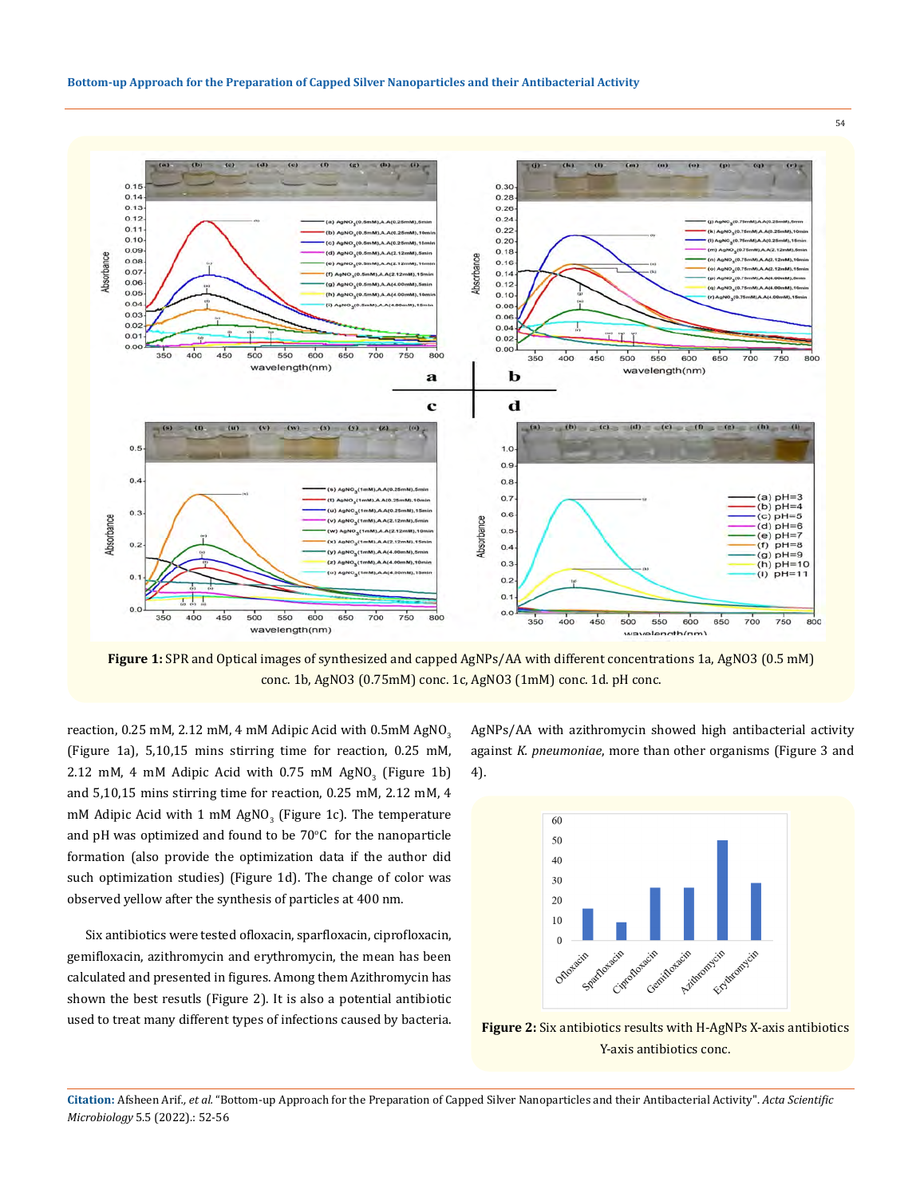Figure 1: SPR and Optical images of synthesized and capped AgNPs/AA with different concentrations 1a, AgNO3 (0.5 mM) conc. 1b, AgNO3 (0.75mM) conc. 1c, AgNO3 (1mM) conc. 1d. pH conc.

reaction, 0.25 mM, 2.12 mM, 4 mM Adipic Acid with 0.5mM $AgNO_3$ (Figure 1a), 5,10,15 mins stirring time for reaction, 0.25 mM, 2.12 mM, 4 mM Adipic Acid with 0.75 mM $AgNO_3$ (Figure 1b) and 5,10,15 mins stirring time for reaction, 0.25 mM, 2.12 mM, 4 mM Adipic Acid with 1 mM $AgNO_3$ (Figure 1c). The temperature and pH was optimized and found to be 70°C for the nanoparticle formation (also provide the optimization data if the author did such optimization studies) (Figure 1d). The change of color was observed yellow after the synthesis of particles at 400 nm.

Six antibiotics were tested ofloxacin, sparfloxacin, ciprofloxacin, gemifloxacin, azithromycin and erythromycin, the mean has been calculated and presented in figures. Among them Azithromycin has shown the best resutls (Figure 2). It is also a potential antibiotic used to treat many different types of infections caused by bacteria. AgNPs/AA with azithromycin showed high antibacterial activity against *K. pneumoniae*, more than other organisms (Figure 3 and 4).

Figure 2: Six antibiotics results with H-AgNPs X-axis antibiotics Y-axis antibiotics conc.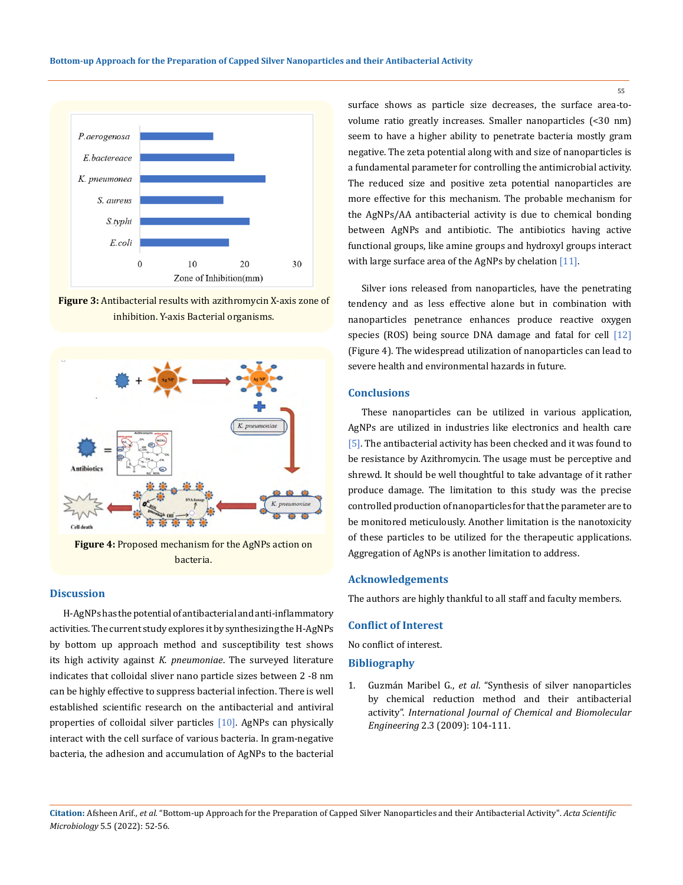**Figure 3:** Antibacterial results with azithromycin X-axis zone of inhibition. Y-axis Bacterial organisms.

**Figure 4:** Proposed mechanism for the AgNPs action on bacteria.

## Discussion

H-AgNPs has the potential of antibacterial and anti-inflammatory activities. The current study explores it by synthesizing the H-AgNPs by bottom up approach method and susceptibility test shows its high activity against *K. pneumoniae*. The surveyed literature indicates that colloidal sliver nano particle sizes between 2 -8 nm can be highly effective to suppress bacterial infection. There is well established scientific research on the antibacterial and antiviral properties of colloidal silver particles [10]. AgNPs can physically interact with the cell surface of various bacteria. In gram-negative bacteria, the adhesion and accumulation of AgNPs to the bacterial surface shows as particle size decreases, the surface area-to-volume ratio greatly increases. Smaller nanoparticles (<30 nm) seem to have a higher ability to penetrate bacteria mostly gram negative. The zeta potential along with size of nanoparticles is a fundamental parameter for controlling the antimicrobial activity. The reduced size and positive zeta potential nanoparticles are more effective for this mechanism. The probable mechanism for the AgNPs/AA antibacterial activity is due to chemical bonding between AgNPs and antibiotic. The antibiotics having active functional groups, like amine groups and hydroxyl groups interact with large surface area of the AgNPs by chelation [11].

Silver ions released from nanoparticles, have the penetrating tendency and as less effective alone but in combination with nanoparticles penetrance enhances produce reactive oxygen species (ROS) being source DNA damage and fatal for cell [12] (Figure 4). The widespread utilization of nanoparticles can lead to severe health and environmental hazards in future.

## Conclusions

These nanoparticles can be utilized in various application, AgNPs are utilized in industries like electronics and health care [5]. The antibacterial activity has been checked and it was found to be resistance by Azithromycin. The usage must be perceptive and shrewd. It should be well thoughtful to take advantage of it rather produce damage. The limitation to this study was the precise controlled production of nanoparticles for that the parameter are to be monitored meticulously. Another limitation is the nanotoxicity of these particles to be utilized for the therapeutic applications. Aggregation of AgNPs is another limitation to address.

## Acknowledgements

The authors are highly thankful to all staff and faculty members.

## Conflict of Interest

No conflict of interest.

## Bibliography

1. Guzmán Maribel G., *et al*. "Synthesis of silver nanoparticles by chemical reduction method and their antibacterial activity". *International Journal of Chemical and Biomolecular Engineering* 2.3 (2009): 104-111.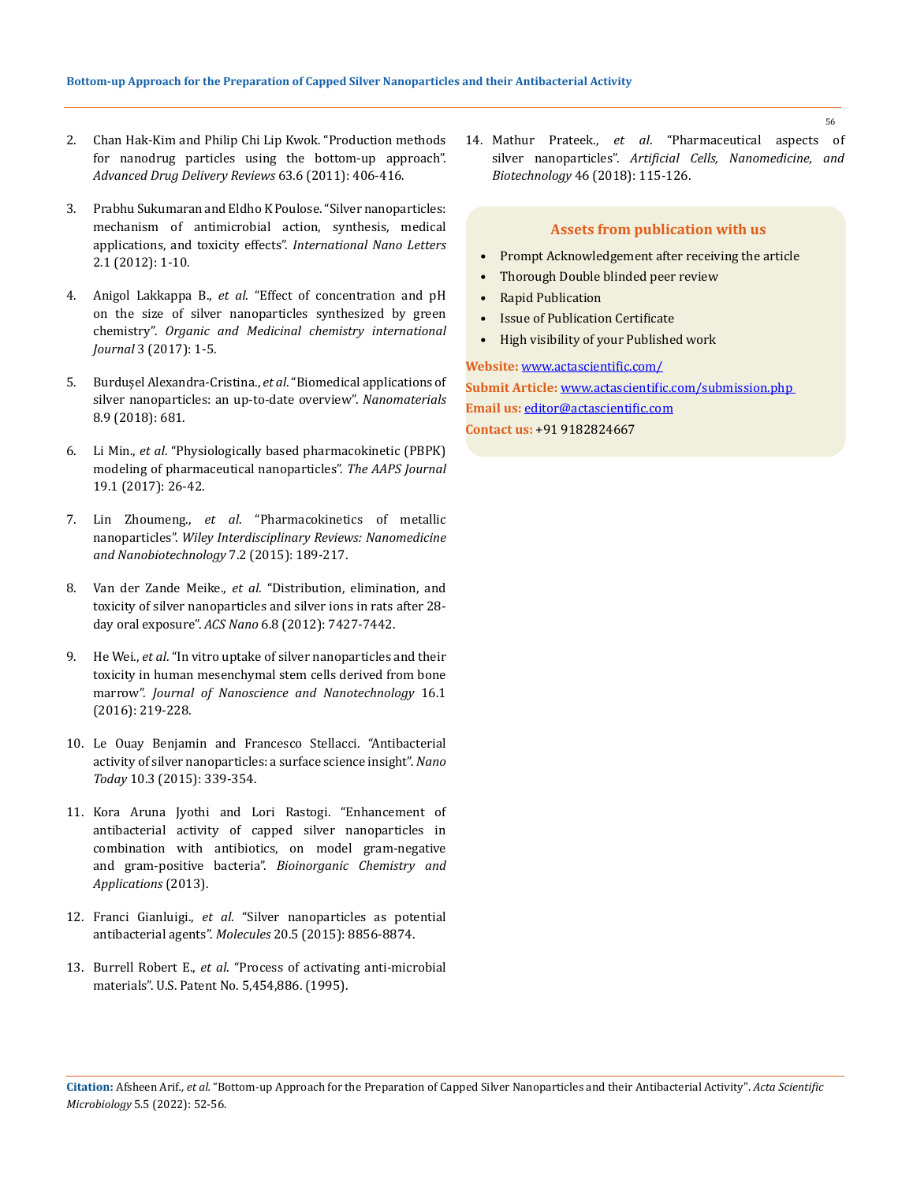2. Chan Hak-Kim and Philip Chi Lip Kwok. "Production methods for nanodrug particles using the bottom-up approach". *Advanced Drug Delivery Reviews* 63.6 (2011): 406-416.
3. Prabhu Sukumaran and Eldho K Poulose. "Silver nanoparticles: mechanism of antimicrobial action, synthesis, medical applications, and toxicity effects". *International Nano Letters* 2.1 (2012): 1-10.
4. Anigol Lakkappa B., *et al*. "Effect of concentration and pH on the size of silver nanoparticles synthesized by green chemistry". *Organic and Medicinal chemistry international Journal* 3 (2017): 1-5.
5. Burduşel Alexandra-Cristina., *et al*. "Biomedical applications of silver nanoparticles: an up-to-date overview". *Nanomaterials* 8.9 (2018): 681.
6. Li Min., *et al*. "Physiologically based pharmacokinetic (PBPK) modeling of pharmaceutical nanoparticles". *The AAPS Journal* 19.1 (2017): 26-42.
7. Lin Zhoumeng., *et al*. "Pharmacokinetics of metallic nanoparticles". *Wiley Interdisciplinary Reviews: Nanomedicine and Nanobiotechnology* 7.2 (2015): 189-217.
8. Van der Zande Meike., *et al*. "Distribution, elimination, and toxicity of silver nanoparticles and silver ions in rats after 28-day oral exposure". *ACS Nano* 6.8 (2012): 7427-7442.
9. He Wei., *et al*. "In vitro uptake of silver nanoparticles and their toxicity in human mesenchymal stem cells derived from bone marrow". *Journal of Nanoscience and Nanotechnology* 16.1 (2016): 219-228.
10. Le Ouay Benjamin and Francesco Stellacci. "Antibacterial activity of silver nanoparticles: a surface science insight". *Nano Today* 10.3 (2015): 339-354.
11. Kora Aruna Jyothi and Lori Rastogi. "Enhancement of antibacterial activity of capped silver nanoparticles in combination with antibiotics, on model gram-negative and gram-positive bacteria". *Bioinorganic Chemistry and Applications* (2013).
12. Franci Gianluigi., *et al*. "Silver nanoparticles as potential antibacterial agents". *Molecules* 20.5 (2015): 8856-8874.
13. Burrell Robert E., *et al*. "Process of activating anti-microbial materials". U.S. Patent No. 5,454,886. (1995).
14. Mathur Prateek., *et al*. "Pharmaceutical aspects of silver nanoparticles". *Artificial Cells, Nanomedicine, and Biotechnology* 46 (2018): 115-126.

**Assets from publication with us**

- Prompt Acknowledgement after receiving the article
- Thorough Double blinded peer review
- Rapid Publication
- Issue of Publication Certificate
- High visibility of your Published work

**Website:** www.actascientific.com/

**Submit Article:** www.actascientific.com/submission.php

**Email us:** editor@actascientific.com

**Contact us:** +91 9182824667